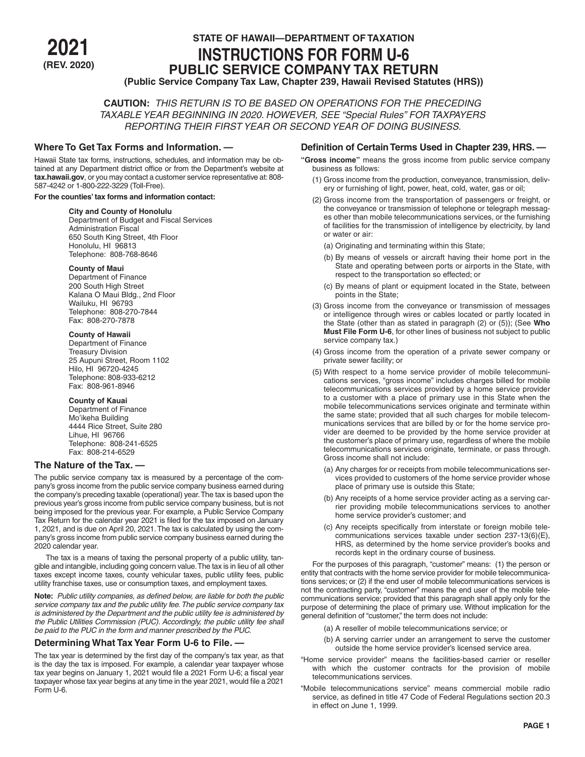**2021**
**(REV. 2020)**

**STATE OF HAWAII—DEPARTMENT OF TAXATION**

# INSTRUCTIONS FOR FORM U-6

## PUBLIC SERVICE COMPANY TAX RETURN

**(Public Service Company Tax Law, Chapter 239, Hawaii Revised Statutes (HRS))**

**CAUTION:** *THIS RETURN IS TO BE BASED ON OPERATIONS FOR THE PRECEDING TAXABLE YEAR BEGINNING IN 2020. HOWEVER, SEE "Special Rules" FOR TAXPAYERS REPORTING THEIR FIRST YEAR OR SECOND YEAR OF DOING BUSINESS.*

### Where To Get Tax Forms and Information. —

Hawaii State tax forms, instructions, schedules, and information may be obtained at any Department district office or from the Department's website at **tax.hawaii.gov**, or you may contact a customer service representative at: 808-587-4242 or 1-800-222-3229 (Toll-Free).

**For the counties' tax forms and information contact:**

**City and County of Honolulu**
Department of Budget and Fiscal Services
Administration Fiscal
650 South King Street, 4th Floor
Honolulu, HI 96813
Telephone: 808-768-8646

**County of Maui**
Department of Finance
200 South High Street
Kalana O Maui Bldg., 2nd Floor
Wailuku, HI 96793
Telephone: 808-270-7844
Fax: 808-270-7878

**County of Hawaii**
Department of Finance
Treasury Division
25 Aupuni Street, Room 1102
Hilo, HI 96720-4245
Telephone: 808-933-6212
Fax: 808-961-8946

**County of Kauai**
Department of Finance
Mo'ikeha Building
4444 Rice Street, Suite 280
Lihue, HI 96766
Telephone: 808-241-6525
Fax: 808-214-6529

### The Nature of the Tax. —

The public service company tax is measured by a percentage of the company's gross income from the public service company business earned during the company's preceding taxable (operational) year. The tax is based upon the previous year's gross income from public service company business, but is not being imposed for the previous year. For example, a Public Service Company Tax Return for the calendar year 2021 is filed for the tax imposed on January 1, 2021, and is due on April 20, 2021. The tax is calculated by using the company's gross income from public service company business earned during the 2020 calendar year.

The tax is a means of taxing the personal property of a public utility, tangible and intangible, including going concern value. The tax is in lieu of all other taxes except income taxes, county vehicular taxes, public utility fees, public utility franchise taxes, use or consumption taxes, and employment taxes.

**Note:** *Public utility companies, as defined below, are liable for both the public service company tax and the public utility fee. The public service company tax is administered by the Department and the public utility fee is administered by the Public Utilities Commission (PUC). Accordingly, the public utility fee shall be paid to the PUC in the form and manner prescribed by the PUC.*

### Determining What Tax Year Form U-6 to File. —

The tax year is determined by the first day of the company's tax year, as that is the day the tax is imposed. For example, a calendar year taxpayer whose tax year begins on January 1, 2021 would file a 2021 Form U-6; a fiscal year taxpayer whose tax year begins at any time in the year 2021, would file a 2021 Form U-6.

### Definition of Certain Terms Used in Chapter 239, HRS. —

**"Gross income"** means the gross income from public service company business as follows:

(1) Gross income from the production, conveyance, transmission, delivery or furnishing of light, power, heat, cold, water, gas or oil;

(2) Gross income from the transportation of passengers or freight, or the conveyance or transmission of telephone or telegraph messages other than mobile telecommunications services, or the furnishing of facilities for the transmission of intelligence by electricity, by land or water or air:

  (a) Originating and terminating within this State;

  (b) By means of vessels or aircraft having their home port in the State and operating between ports or airports in the State, with respect to the transportation so effected; or

  (c) By means of plant or equipment located in the State, between points in the State;

(3) Gross income from the conveyance or transmission of messages or intelligence through wires or cables located or partly located in the State (other than as stated in paragraph (2) or (5)); (See **Who Must File Form U-6**, for other lines of business not subject to public service company tax.)

(4) Gross income from the operation of a private sewer company or private sewer facility; or

(5) With respect to a home service provider of mobile telecommunications services, "gross income" includes charges billed for mobile telecommunications services provided by a home service provider to a customer with a place of primary use in this State when the mobile telecommunications services originate and terminate within the same state; provided that all such charges for mobile telecommunications services that are billed by or for the home service provider are deemed to be provided by the home service provider at the customer's place of primary use, regardless of where the mobile telecommunications services originate, terminate, or pass through. Gross income shall not include:

  (a) Any charges for or receipts from mobile telecommunications services provided to customers of the home service provider whose place of primary use is outside this State;

  (b) Any receipts of a home service provider acting as a serving carrier providing mobile telecommunications services to another home service provider's customer; and

  (c) Any receipts specifically from interstate or foreign mobile telecommunications services taxable under section 237-13(6)(E), HRS, as determined by the home service provider's books and records kept in the ordinary course of business.

For the purposes of this paragraph, "customer" means: (1) the person or entity that contracts with the home service provider for mobile telecommunications services; or (2) if the end user of mobile telecommunications services is not the contracting party, "customer" means the end user of the mobile telecommunications service; provided that this paragraph shall apply only for the purpose of determining the place of primary use. Without implication for the general definition of "customer," the term does not include:

  (a) A reseller of mobile telecommunications service; or

  (b) A serving carrier under an arrangement to serve the customer outside the home service provider's licensed service area.

"Home service provider" means the facilities-based carrier or reseller with which the customer contracts for the provision of mobile telecommunications services.

"Mobile telecommunications service" means commercial mobile radio service, as defined in title 47 Code of Federal Regulations section 20.3 in effect on June 1, 1999.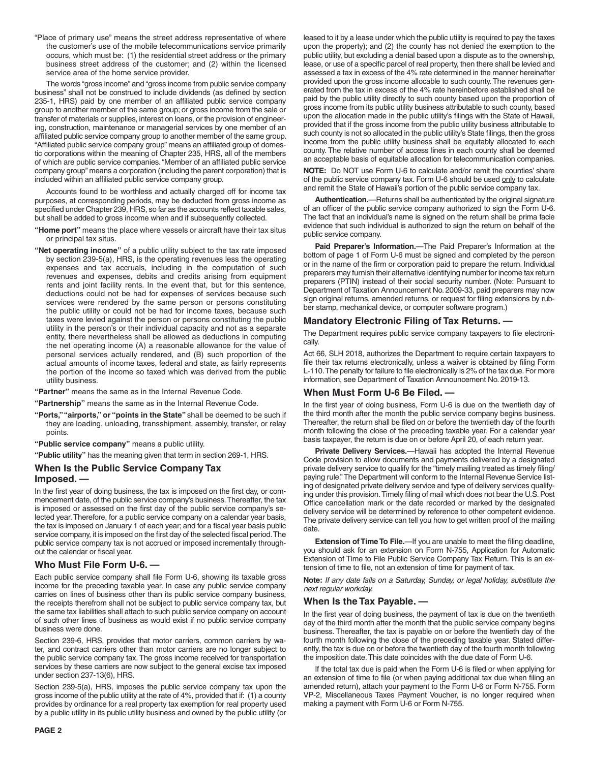"Place of primary use" means the street address representative of where the customer's use of the mobile telecommunications service primarily occurs, which must be: (1) the residential street address or the primary business street address of the customer; and (2) within the licensed service area of the home service provider.

The words "gross income" and "gross income from public service company business" shall not be construed to include dividends (as defined by section 235-1, HRS) paid by one member of an affiliated public service company group to another member of the same group; or gross income from the sale or transfer of materials or supplies, interest on loans, or the provision of engineering, construction, maintenance or managerial services by one member of an affiliated public service company group to another member of the same group. "Affiliated public service company group" means an affiliated group of domestic corporations within the meaning of Chapter 235, HRS, all of the members of which are public service companies. "Member of an affiliated public service company group" means a corporation (including the parent corporation) that is included within an affiliated public service company group.

Accounts found to be worthless and actually charged off for income tax purposes, at corresponding periods, may be deducted from gross income as specified under Chapter 239, HRS, so far as the accounts reflect taxable sales, but shall be added to gross income when and if subsequently collected.

**"Home port"** means the place where vessels or aircraft have their tax situs or principal tax situs.

**"Net operating income"** of a public utility subject to the tax rate imposed by section 239-5(a), HRS, is the operating revenues less the operating expenses and tax accruals, including in the computation of such revenues and expenses, debits and credits arising from equipment rents and joint facility rents. In the event that, but for this sentence, deductions could not be had for expenses of services because such services were rendered by the same person or persons constituting the public utility or could not be had for income taxes, because such taxes were levied against the person or persons constituting the public utility in the person's or their individual capacity and not as a separate entity, there nevertheless shall be allowed as deductions in computing the net operating income (A) a reasonable allowance for the value of personal services actually rendered, and (B) such proportion of the actual amounts of income taxes, federal and state, as fairly represents the portion of the income so taxed which was derived from the public utility business.

**"Partner"** means the same as in the Internal Revenue Code.

**"Partnership"** means the same as in the Internal Revenue Code.

**"Ports," "airports," or "points in the State"** shall be deemed to be such if they are loading, unloading, transshipment, assembly, transfer, or relay points.

**"Public service company"** means a public utility.

**"Public utility"** has the meaning given that term in section 269-1, HRS.

## When Is the Public Service Company Tax Imposed. —

In the first year of doing business, the tax is imposed on the first day, or commencement date, of the public service company's business. Thereafter, the tax is imposed or assessed on the first day of the public service company's selected year. Therefore, for a public service company on a calendar year basis, the tax is imposed on January 1 of each year; and for a fiscal year basis public service company, it is imposed on the first day of the selected fiscal period. The public service company tax is not accrued or imposed incrementally throughout the calendar or fiscal year.

## Who Must File Form U-6. —

Each public service company shall file Form U-6, showing its taxable gross income for the preceding taxable year. In case any public service company carries on lines of business other than its public service company business, the receipts therefrom shall not be subject to public service company tax, but the same tax liabilities shall attach to such public service company on account of such other lines of business as would exist if no public service company business were done.

Section 239-6, HRS, provides that motor carriers, common carriers by water, and contract carriers other than motor carriers are no longer subject to the public service company tax. The gross income received for transportation services by these carriers are now subject to the general excise tax imposed under section 237-13(6), HRS.

Section 239-5(a), HRS, imposes the public service company tax upon the gross income of the public utility at the rate of 4%, provided that if: (1) a county provides by ordinance for a real property tax exemption for real property used by a public utility in its public utility business and owned by the public utility (or leased to it by a lease under which the public utility is required to pay the taxes upon the property); and (2) the county has not denied the exemption to the public utility, but excluding a denial based upon a dispute as to the ownership, lease, or use of a specific parcel of real property, then there shall be levied and assessed a tax in excess of the 4% rate determined in the manner hereinafter provided upon the gross income allocable to such county. The revenues generated from the tax in excess of the 4% rate hereinbefore established shall be paid by the public utility directly to such county based upon the proportion of gross income from its public utility business attributable to such county, based upon the allocation made in the public utility's filings with the State of Hawaii, provided that if the gross income from the public utility business attributable to such county is not so allocated in the public utility's State filings, then the gross income from the public utility business shall be equitably allocated to each county. The relative number of access lines in each county shall be deemed an acceptable basis of equitable allocation for telecommunication companies.

**NOTE:** Do NOT use Form U-6 to calculate and/or remit the counties' share of the public service company tax. Form U-6 should be used only to calculate and remit the State of Hawaii's portion of the public service company tax.

**Authentication.**—Returns shall be authenticated by the original signature of an officer of the public service company authorized to sign the Form U-6. The fact that an individual's name is signed on the return shall be prima facie evidence that such individual is authorized to sign the return on behalf of the public service company.

**Paid Preparer's Information.**—The Paid Preparer's Information at the bottom of page 1 of Form U-6 must be signed and completed by the person or in the name of the firm or corporation paid to prepare the return. Individual preparers may furnish their alternative identifying number for income tax return preparers (PTIN) instead of their social security number. (Note: Pursuant to Department of Taxation Announcement No. 2009-33, paid preparers may now sign original returns, amended returns, or request for filing extensions by rubber stamp, mechanical device, or computer software program.)

## Mandatory Electronic Filing of Tax Returns. —

The Department requires public service company taxpayers to file electronically.

Act 66, SLH 2018, authorizes the Department to require certain taxpayers to file their tax returns electronically, unless a waiver is obtained by filing Form L-110. The penalty for failure to file electronically is 2% of the tax due. For more information, see Department of Taxation Announcement No. 2019-13.

## When Must Form U-6 Be Filed. —

In the first year of doing business, Form U-6 is due on the twentieth day of the third month after the month the public service company begins business. Thereafter, the return shall be filed on or before the twentieth day of the fourth month following the close of the preceding taxable year. For a calendar year basis taxpayer, the return is due on or before April 20, of each return year.

**Private Delivery Services.**—Hawaii has adopted the Internal Revenue Code provision to allow documents and payments delivered by a designated private delivery service to qualify for the "timely mailing treated as timely filing/paying rule." The Department will conform to the Internal Revenue Service listing of designated private delivery service and type of delivery services qualifying under this provision. Timely filing of mail which does not bear the U.S. Post Office cancellation mark or the date recorded or marked by the designated delivery service will be determined by reference to other competent evidence. The private delivery service can tell you how to get written proof of the mailing date.

**Extension of Time To File.**—If you are unable to meet the filing deadline, you should ask for an extension on Form N-755, Application for Automatic Extension of Time to File Public Service Company Tax Return. This is an extension of time to file, not an extension of time for payment of tax.

**Note:** *If any date falls on a Saturday, Sunday, or legal holiday, substitute the next regular workday.*

## When Is the Tax Payable. —

In the first year of doing business, the payment of tax is due on the twentieth day of the third month after the month that the public service company begins business. Thereafter, the tax is payable on or before the twentieth day of the fourth month following the close of the preceding taxable year. Stated differently, the tax is due on or before the twentieth day of the fourth month following the imposition date. This date coincides with the due date of Form U-6.

If the total tax due is paid when the Form U-6 is filed or when applying for an extension of time to file (or when paying additional tax due when filing an amended return), attach your payment to the Form U-6 or Form N-755. Form VP-2, Miscellaneous Taxes Payment Voucher, is no longer required when making a payment with Form U-6 or Form N-755.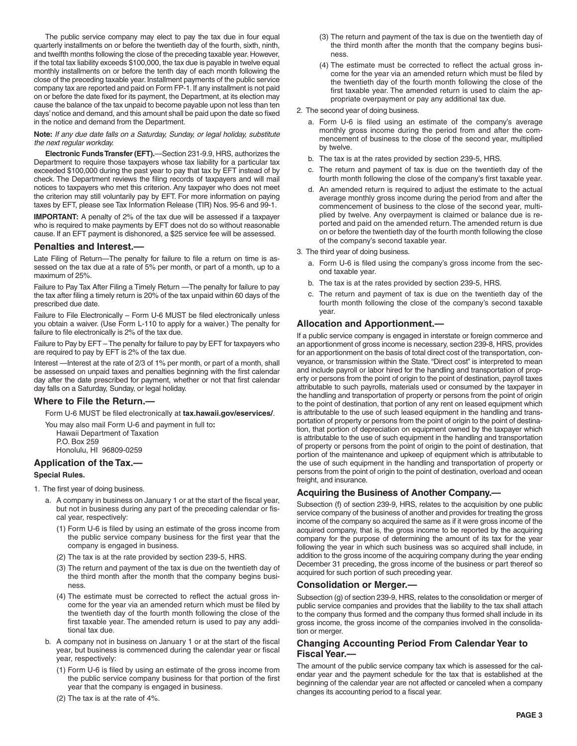The public service company may elect to pay the tax due in four equal quarterly installments on or before the twentieth day of the fourth, sixth, ninth, and twelfth months following the close of the preceding taxable year. However, if the total tax liability exceeds $100,000, the tax due is payable in twelve equal monthly installments on or before the tenth day of each month following the close of the preceding taxable year. Installment payments of the public service company tax are reported and paid on Form FP-1. If any installment is not paid on or before the date fixed for its payment, the Department, at its election may cause the balance of the tax unpaid to become payable upon not less than ten days' notice and demand, and this amount shall be paid upon the date so fixed in the notice and demand from the Department.

**Note:** *If any due date falls on a Saturday, Sunday, or legal holiday, substitute the next regular workday.*

**Electronic Funds Transfer (EFT).**—Section 231-9.9, HRS, authorizes the Department to require those taxpayers whose tax liability for a particular tax exceeded $100,000 during the past year to pay that tax by EFT instead of by check. The Department reviews the filing records of taxpayers and will mail notices to taxpayers who met this criterion. Any taxpayer who does not meet the criterion may still voluntarily pay by EFT. For more information on paying taxes by EFT, please see Tax Information Release (TIR) Nos. 95-6 and 99-1.

**IMPORTANT:** A penalty of 2% of the tax due will be assessed if a taxpayer who is required to make payments by EFT does not do so without reasonable cause. If an EFT payment is dishonored, a $25 service fee will be assessed.

## Penalties and Interest.—

Late Filing of Return—The penalty for failure to file a return on time is assessed on the tax due at a rate of 5% per month, or part of a month, up to a maximum of 25%.

Failure to Pay Tax After Filing a Timely Return —The penalty for failure to pay the tax after filing a timely return is 20% of the tax unpaid within 60 days of the prescribed due date.

Failure to File Electronically – Form U-6 MUST be filed electronically unless you obtain a waiver. (Use Form L-110 to apply for a waiver.) The penalty for failure to file electronically is 2% of the tax due.

Failure to Pay by EFT – The penalty for failure to pay by EFT for taxpayers who are required to pay by EFT is 2% of the tax due.

Interest —Interest at the rate of 2/3 of 1% per month, or part of a month, shall be assessed on unpaid taxes and penalties beginning with the first calendar day after the date prescribed for payment, whether or not that first calendar day falls on a Saturday, Sunday, or legal holiday.

## Where to File the Return.—

Form U-6 MUST be filed electronically at **tax.hawaii.gov/eservices/**.

You may also mail Form U-6 and payment in full to**:**

Hawaii Department of Taxation
P.O. Box 259
Honolulu, HI 96809-0259

## Application of the Tax.—

**Special Rules.**

1. The first year of doing business.
   a. A company in business on January 1 or at the start of the fiscal year, but not in business during any part of the preceding calendar or fiscal year, respectively:
      (1) Form U-6 is filed by using an estimate of the gross income from the public service company business for the first year that the company is engaged in business.
      (2) The tax is at the rate provided by section 239-5, HRS.
      (3) The return and payment of the tax is due on the twentieth day of the third month after the month that the company begins business.
      (4) The estimate must be corrected to reflect the actual gross income for the year via an amended return which must be filed by the twentieth day of the fourth month following the close of the first taxable year. The amended return is used to pay any additional tax due.
   b. A company not in business on January 1 or at the start of the fiscal year, but business is commenced during the calendar year or fiscal year, respectively:
      (1) Form U-6 is filed by using an estimate of the gross income from the public service company business for that portion of the first year that the company is engaged in business.
      (2) The tax is at the rate of 4%.
      (3) The return and payment of the tax is due on the twentieth day of the third month after the month that the company begins business.
      (4) The estimate must be corrected to reflect the actual gross income for the year via an amended return which must be filed by the twentieth day of the fourth month following the close of the first taxable year. The amended return is used to claim the appropriate overpayment or pay any additional tax due.
2. The second year of doing business.
   a. Form U-6 is filed using an estimate of the company's average monthly gross income during the period from and after the commencement of business to the close of the second year, multiplied by twelve.
   b. The tax is at the rates provided by section 239-5, HRS.
   c. The return and payment of tax is due on the twentieth day of the fourth month following the close of the company's first taxable year.
   d. An amended return is required to adjust the estimate to the actual average monthly gross income during the period from and after the commencement of business to the close of the second year, multiplied by twelve. Any overpayment is claimed or balance due is reported and paid on the amended return. The amended return is due on or before the twentieth day of the fourth month following the close of the company's second taxable year.
3. The third year of doing business.
   a. Form U-6 is filed using the company's gross income from the second taxable year.
   b. The tax is at the rates provided by section 239-5, HRS.
   c. The return and payment of tax is due on the twentieth day of the fourth month following the close of the company's second taxable year.

## Allocation and Apportionment.—

If a public service company is engaged in interstate or foreign commerce and an apportionment of gross income is necessary, section 239-8, HRS, provides for an apportionment on the basis of total direct cost of the transportation, conveyance, or transmission within the State. "Direct cost" is interpreted to mean and include payroll or labor hired for the handling and transportation of property or persons from the point of origin to the point of destination, payroll taxes attributable to such payrolls, materials used or consumed by the taxpayer in the handling and transportation of property or persons from the point of origin to the point of destination, that portion of any rent on leased equipment which is attributable to the use of such leased equipment in the handling and transportation of property or persons from the point of origin to the point of destination, that portion of depreciation on equipment owned by the taxpayer which is attributable to the use of such equipment in the handling and transportation of property or persons from the point of origin to the point of destination, that portion of the maintenance and upkeep of equipment which is attributable to the use of such equipment in the handling and transportation of property or persons from the point of origin to the point of destination, overload and ocean freight, and insurance.

## Acquiring the Business of Another Company.—

Subsection (f) of section 239-9, HRS, relates to the acquisition by one public service company of the business of another and provides for treating the gross income of the company so acquired the same as if it were gross income of the acquired company, that is, the gross income to be reported by the acquiring company for the purpose of determining the amount of its tax for the year following the year in which such business was so acquired shall include, in addition to the gross income of the acquiring company during the year ending December 31 preceding, the gross income of the business or part thereof so acquired for such portion of such preceding year.

## Consolidation or Merger.—

Subsection (g) of section 239-9, HRS, relates to the consolidation or merger of public service companies and provides that the liability to the tax shall attach to the company thus formed and the company thus formed shall include in its gross income, the gross income of the companies involved in the consolidation or merger.

## Changing Accounting Period From Calendar Year to Fiscal Year.—

The amount of the public service company tax which is assessed for the calendar year and the payment schedule for the tax that is established at the beginning of the calendar year are not affected or canceled when a company changes its accounting period to a fiscal year.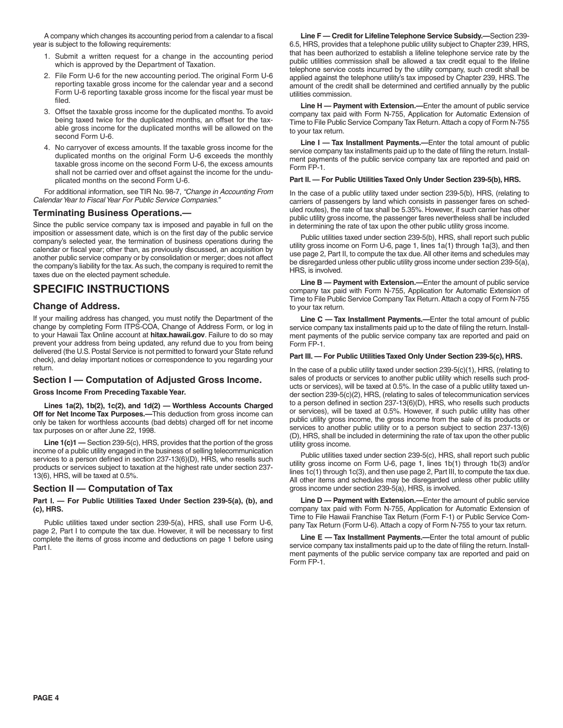A company which changes its accounting period from a calendar to a fiscal year is subject to the following requirements:

1. Submit a written request for a change in the accounting period which is approved by the Department of Taxation.
2. File Form U-6 for the new accounting period. The original Form U-6 reporting taxable gross income for the calendar year and a second Form U-6 reporting taxable gross income for the fiscal year must be filed.
3. Offset the taxable gross income for the duplicated months. To avoid being taxed twice for the duplicated months, an offset for the taxable gross income for the duplicated months will be allowed on the second Form U-6.
4. No carryover of excess amounts. If the taxable gross income for the duplicated months on the original Form U-6 exceeds the monthly taxable gross income on the second Form U-6, the excess amounts shall not be carried over and offset against the income for the unduplicated months on the second Form U-6.

For additional information, see TIR No. 98-7, *"Change in Accounting From Calendar Year to Fiscal Year For Public Service Companies."*

### Terminating Business Operations.—

Since the public service company tax is imposed and payable in full on the imposition or assessment date, which is on the first day of the public service company's selected year, the termination of business operations during the calendar or fiscal year; other than, as previously discussed, an acquisition by another public service company or by consolidation or merger; does not affect the company's liability for the tax. As such, the company is required to remit the taxes due on the elected payment schedule.

## SPECIFIC INSTRUCTIONS

### Change of Address.

If your mailing address has changed, you must notify the Department of the change by completing Form ITPS-COA, Change of Address Form, or log in to your Hawaii Tax Online account at **hitax.hawaii.gov**. Failure to do so may prevent your address from being updated, any refund due to you from being delivered (the U.S. Postal Service is not permitted to forward your State refund check), and delay important notices or correspondence to you regarding your return.

### Section I — Computation of Adjusted Gross Income.

**Gross Income From Preceding Taxable Year.**

**Lines 1a(2), 1b(2), 1c(2), and 1d(2) — Worthless Accounts Charged Off for Net Income Tax Purposes.—**This deduction from gross income can only be taken for worthless accounts (bad debts) charged off for net income tax purposes on or after June 22, 1998.

**Line 1(c)1 —** Section 239-5(c), HRS, provides that the portion of the gross income of a public utility engaged in the business of selling telecommunication services to a person defined in section 237-13(6)(D), HRS, who resells such products or services subject to taxation at the highest rate under section 237-13(6), HRS, will be taxed at 0.5%.

### Section II — Computation of Tax

**Part I. — For Public Utilities Taxed Under Section 239-5(a), (b), and (c), HRS.**

Public utilities taxed under section 239-5(a), HRS, shall use Form U-6, page 2, Part I to compute the tax due. However, it will be necessary to first complete the items of gross income and deductions on page 1 before using Part I.

**Line F — Credit for Lifeline Telephone Service Subsidy.—**Section 239-6.5, HRS, provides that a telephone public utility subject to Chapter 239, HRS, that has been authorized to establish a lifeline telephone service rate by the public utilities commission shall be allowed a tax credit equal to the lifeline telephone service costs incurred by the utility company, such credit shall be applied against the telephone utility's tax imposed by Chapter 239, HRS. The amount of the credit shall be determined and certified annually by the public utilities commission.

**Line H — Payment with Extension.—**Enter the amount of public service company tax paid with Form N-755, Application for Automatic Extension of Time to File Public Service Company Tax Return. Attach a copy of Form N-755 to your tax return.

**Line I — Tax Installment Payments.—**Enter the total amount of public service company tax installments paid up to the date of filing the return. Installment payments of the public service company tax are reported and paid on Form FP-1.

**Part II. — For Public Utilities Taxed Only Under Section 239-5(b), HRS.**

In the case of a public utility taxed under section 239-5(b), HRS, (relating to carriers of passengers by land which consists in passenger fares on scheduled routes), the rate of tax shall be 5.35%. However, if such carrier has other public utility gross income, the passenger fares nevertheless shall be included in determining the rate of tax upon the other public utility gross income.

Public utilities taxed under section 239-5(b), HRS, shall report such public utility gross income on Form U-6, page 1, lines 1a(1) through 1a(3), and then use page 2, Part II, to compute the tax due. All other items and schedules may be disregarded unless other public utility gross income under section 239-5(a), HRS, is involved.

**Line B — Payment with Extension.—**Enter the amount of public service company tax paid with Form N-755, Application for Automatic Extension of Time to File Public Service Company Tax Return. Attach a copy of Form N-755 to your tax return.

**Line C — Tax Installment Payments.—**Enter the total amount of public service company tax installments paid up to the date of filing the return. Installment payments of the public service company tax are reported and paid on Form FP-1.

**Part III. — For Public Utilities Taxed Only Under Section 239-5(c), HRS.**

In the case of a public utility taxed under section 239-5(c)(1), HRS, (relating to sales of products or services to another public utility which resells such products or services), will be taxed at 0.5%. In the case of a public utility taxed under section 239-5(c)(2), HRS, (relating to sales of telecommunication services to a person defined in section 237-13(6)(D), HRS, who resells such products or services), will be taxed at 0.5%. However, if such public utility has other public utility gross income, the gross income from the sale of its products or services to another public utility or to a person subject to section 237-13(6)(D), HRS, shall be included in determining the rate of tax upon the other public utility gross income.

Public utilities taxed under section 239-5(c), HRS, shall report such public utility gross income on Form U-6, page 1, lines 1b(1) through 1b(3) and/or lines 1c(1) through 1c(3), and then use page 2, Part III, to compute the tax due. All other items and schedules may be disregarded unless other public utility gross income under section 239-5(a), HRS, is involved.

**Line D — Payment with Extension.—**Enter the amount of public service company tax paid with Form N-755, Application for Automatic Extension of Time to File Hawaii Franchise Tax Return (Form F-1) or Public Service Company Tax Return (Form U-6). Attach a copy of Form N-755 to your tax return.

**Line E — Tax Installment Payments.—**Enter the total amount of public service company tax installments paid up to the date of filing the return. Installment payments of the public service company tax are reported and paid on Form FP-1.